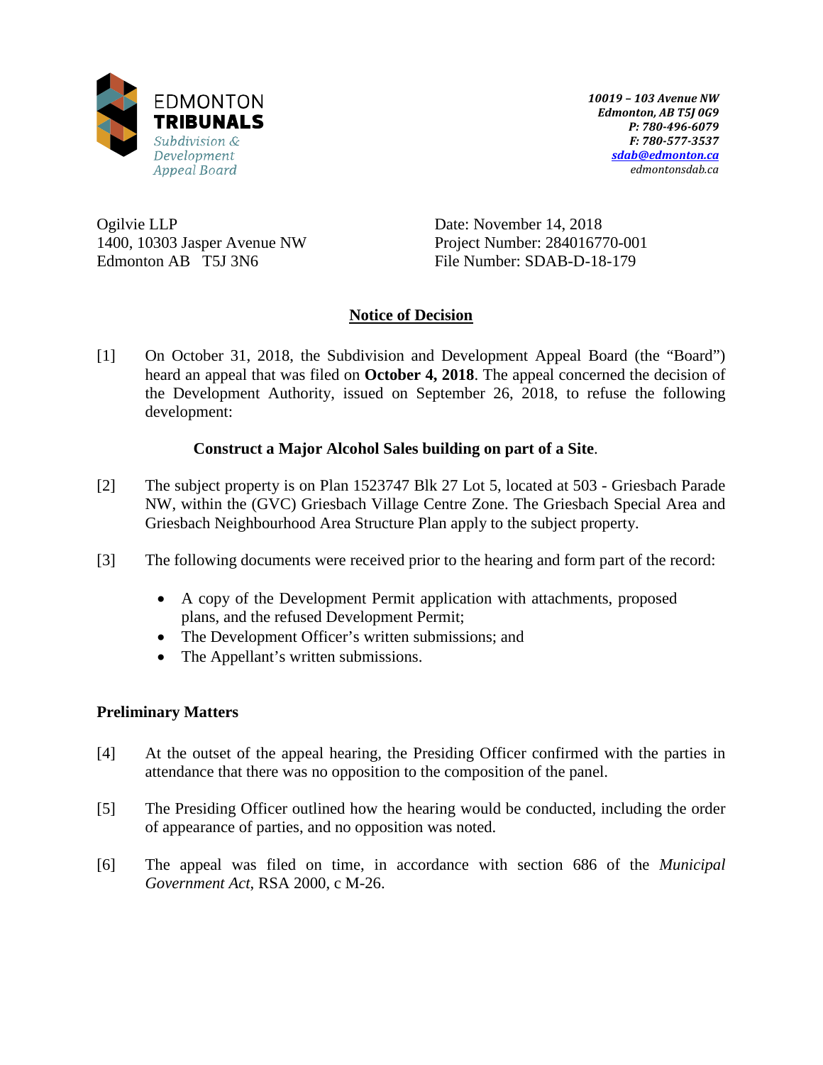EDMONTON **TRIBUNALS**
*Subdivision & Development Appeal Board*

***10019 – 103 Avenue NW***
***Edmonton, AB T5J 0G9***
***P: 780-496-6079***
***F: 780-577-3537***
***sdab@edmonton.ca***
*edmontonsdab.ca*

Ogilvie LLP
1400, 10303 Jasper Avenue NW
Edmonton AB T5J 3N6

Date: November 14, 2018
Project Number: 284016770-001
File Number: SDAB-D-18-179

## Notice of Decision

[1] On October 31, 2018, the Subdivision and Development Appeal Board (the "Board") heard an appeal that was filed on **October 4, 2018**. The appeal concerned the decision of the Development Authority, issued on September 26, 2018, to refuse the following development:

**Construct a Major Alcohol Sales building on part of a Site**.

[2] The subject property is on Plan 1523747 Blk 27 Lot 5, located at 503 - Griesbach Parade NW, within the (GVC) Griesbach Village Centre Zone. The Griesbach Special Area and Griesbach Neighbourhood Area Structure Plan apply to the subject property.

[3] The following documents were received prior to the hearing and form part of the record:

- A copy of the Development Permit application with attachments, proposed plans, and the refused Development Permit;
- The Development Officer's written submissions; and
- The Appellant's written submissions.

### Preliminary Matters

[4] At the outset of the appeal hearing, the Presiding Officer confirmed with the parties in attendance that there was no opposition to the composition of the panel.

[5] The Presiding Officer outlined how the hearing would be conducted, including the order of appearance of parties, and no opposition was noted.

[6] The appeal was filed on time, in accordance with section 686 of the *Municipal Government Act*, RSA 2000, c M-26.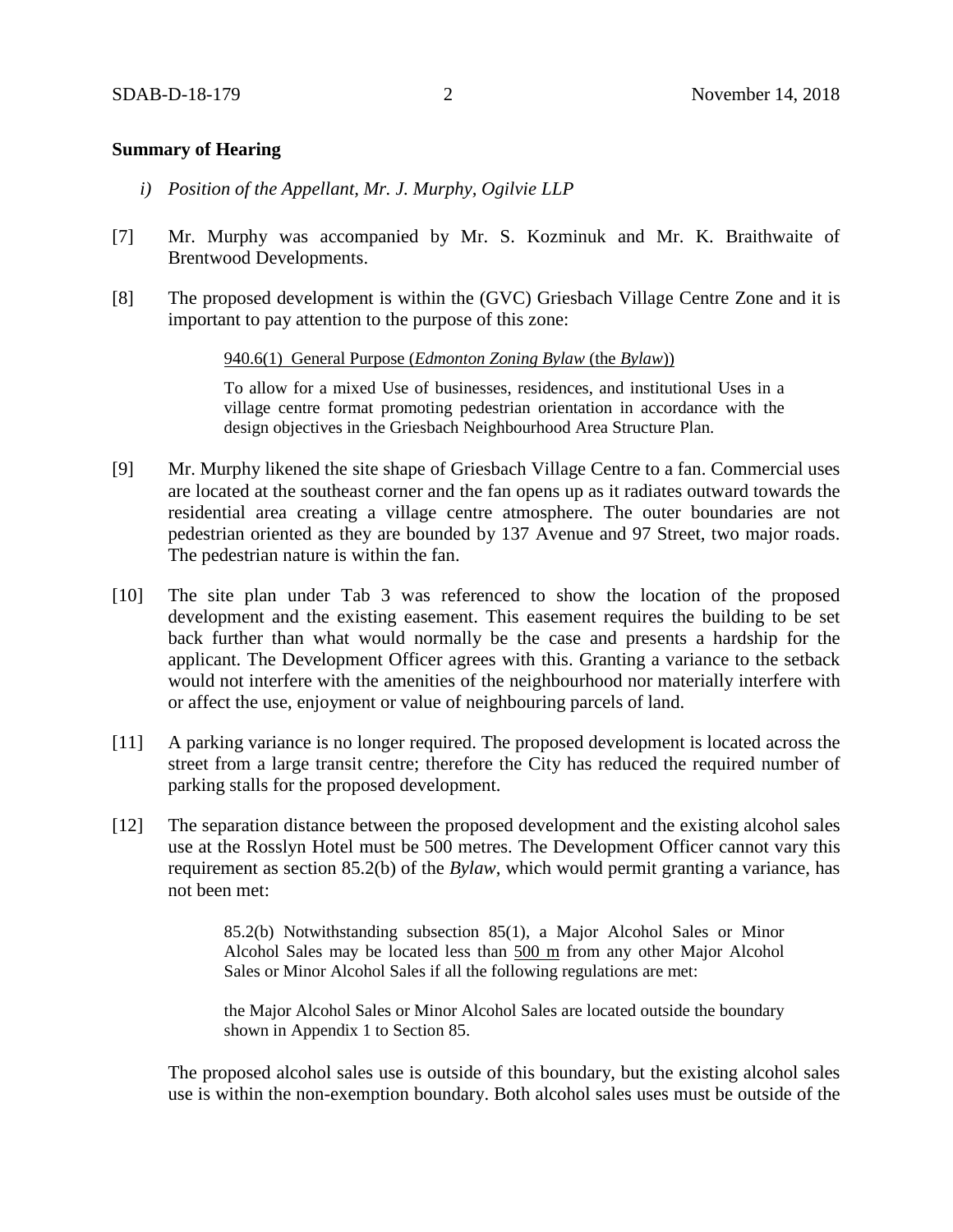**Summary of Hearing**

*i) Position of the Appellant, Mr. J. Murphy, Ogilvie LLP*

[7] Mr. Murphy was accompanied by Mr. S. Kozminuk and Mr. K. Braithwaite of Brentwood Developments.

[8] The proposed development is within the (GVC) Griesbach Village Centre Zone and it is important to pay attention to the purpose of this zone:

> 940.6(1) General Purpose (*Edmonton Zoning Bylaw* (the *Bylaw*))
>
> To allow for a mixed Use of businesses, residences, and institutional Uses in a village centre format promoting pedestrian orientation in accordance with the design objectives in the Griesbach Neighbourhood Area Structure Plan.

[9] Mr. Murphy likened the site shape of Griesbach Village Centre to a fan. Commercial uses are located at the southeast corner and the fan opens up as it radiates outward towards the residential area creating a village centre atmosphere. The outer boundaries are not pedestrian oriented as they are bounded by 137 Avenue and 97 Street, two major roads. The pedestrian nature is within the fan.

[10] The site plan under Tab 3 was referenced to show the location of the proposed development and the existing easement. This easement requires the building to be set back further than what would normally be the case and presents a hardship for the applicant. The Development Officer agrees with this. Granting a variance to the setback would not interfere with the amenities of the neighbourhood nor materially interfere with or affect the use, enjoyment or value of neighbouring parcels of land.

[11] A parking variance is no longer required. The proposed development is located across the street from a large transit centre; therefore the City has reduced the required number of parking stalls for the proposed development.

[12] The separation distance between the proposed development and the existing alcohol sales use at the Rosslyn Hotel must be 500 metres. The Development Officer cannot vary this requirement as section 85.2(b) of the *Bylaw*, which would permit granting a variance, has not been met:

> 85.2(b) Notwithstanding subsection 85(1), a Major Alcohol Sales or Minor Alcohol Sales may be located less than 500 m from any other Major Alcohol Sales or Minor Alcohol Sales if all the following regulations are met:
>
> the Major Alcohol Sales or Minor Alcohol Sales are located outside the boundary shown in Appendix 1 to Section 85.

The proposed alcohol sales use is outside of this boundary, but the existing alcohol sales use is within the non-exemption boundary. Both alcohol sales uses must be outside of the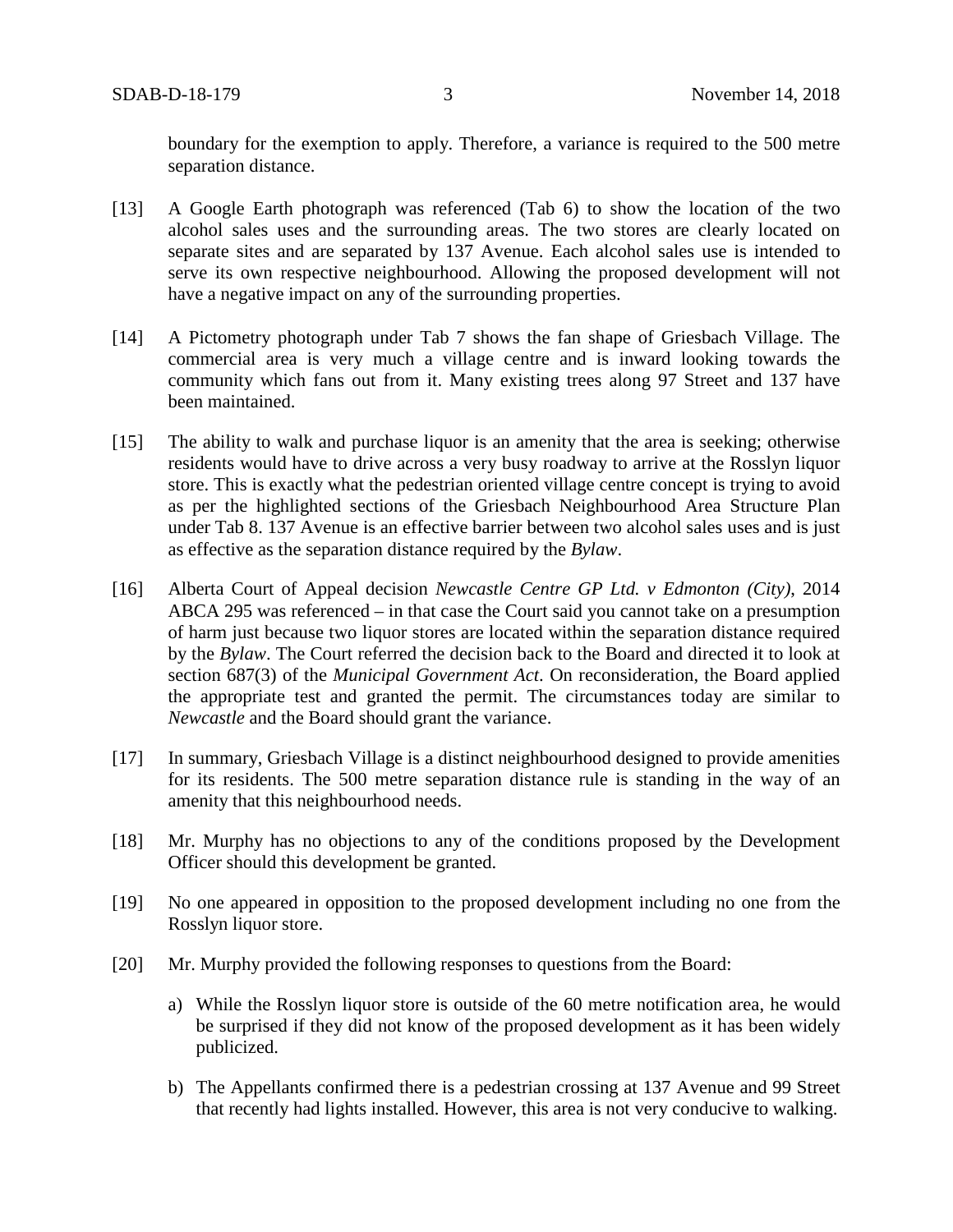boundary for the exemption to apply. Therefore, a variance is required to the 500 metre separation distance.

[13] A Google Earth photograph was referenced (Tab 6) to show the location of the two alcohol sales uses and the surrounding areas. The two stores are clearly located on separate sites and are separated by 137 Avenue. Each alcohol sales use is intended to serve its own respective neighbourhood. Allowing the proposed development will not have a negative impact on any of the surrounding properties.

[14] A Pictometry photograph under Tab 7 shows the fan shape of Griesbach Village. The commercial area is very much a village centre and is inward looking towards the community which fans out from it. Many existing trees along 97 Street and 137 have been maintained.

[15] The ability to walk and purchase liquor is an amenity that the area is seeking; otherwise residents would have to drive across a very busy roadway to arrive at the Rosslyn liquor store. This is exactly what the pedestrian oriented village centre concept is trying to avoid as per the highlighted sections of the Griesbach Neighbourhood Area Structure Plan under Tab 8. 137 Avenue is an effective barrier between two alcohol sales uses and is just as effective as the separation distance required by the *Bylaw*.

[16] Alberta Court of Appeal decision *Newcastle Centre GP Ltd. v Edmonton (City)*, 2014 ABCA 295 was referenced – in that case the Court said you cannot take on a presumption of harm just because two liquor stores are located within the separation distance required by the *Bylaw*. The Court referred the decision back to the Board and directed it to look at section 687(3) of the *Municipal Government Act*. On reconsideration, the Board applied the appropriate test and granted the permit. The circumstances today are similar to *Newcastle* and the Board should grant the variance.

[17] In summary, Griesbach Village is a distinct neighbourhood designed to provide amenities for its residents. The 500 metre separation distance rule is standing in the way of an amenity that this neighbourhood needs.

[18] Mr. Murphy has no objections to any of the conditions proposed by the Development Officer should this development be granted.

[19] No one appeared in opposition to the proposed development including no one from the Rosslyn liquor store.

[20] Mr. Murphy provided the following responses to questions from the Board:

a) While the Rosslyn liquor store is outside of the 60 metre notification area, he would be surprised if they did not know of the proposed development as it has been widely publicized.

b) The Appellants confirmed there is a pedestrian crossing at 137 Avenue and 99 Street that recently had lights installed. However, this area is not very conducive to walking.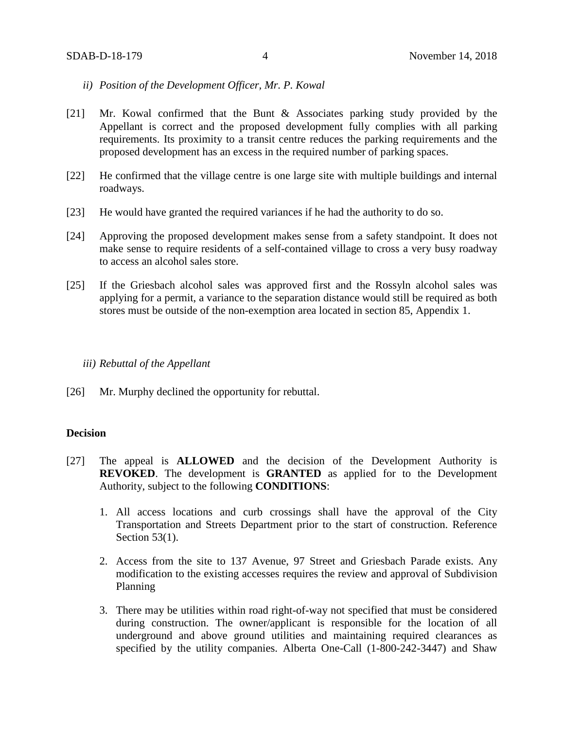*ii) Position of the Development Officer, Mr. P. Kowal*

[21] Mr. Kowal confirmed that the Bunt & Associates parking study provided by the Appellant is correct and the proposed development fully complies with all parking requirements. Its proximity to a transit centre reduces the parking requirements and the proposed development has an excess in the required number of parking spaces.

[22] He confirmed that the village centre is one large site with multiple buildings and internal roadways.

[23] He would have granted the required variances if he had the authority to do so.

[24] Approving the proposed development makes sense from a safety standpoint. It does not make sense to require residents of a self-contained village to cross a very busy roadway to access an alcohol sales store.

[25] If the Griesbach alcohol sales was approved first and the Rossyln alcohol sales was applying for a permit, a variance to the separation distance would still be required as both stores must be outside of the non-exemption area located in section 85, Appendix 1.

*iii) Rebuttal of the Appellant*

[26] Mr. Murphy declined the opportunity for rebuttal.

**Decision**

[27] The appeal is **ALLOWED** and the decision of the Development Authority is **REVOKED**. The development is **GRANTED** as applied for to the Development Authority, subject to the following **CONDITIONS**:

1. All access locations and curb crossings shall have the approval of the City Transportation and Streets Department prior to the start of construction. Reference Section 53(1).

2. Access from the site to 137 Avenue, 97 Street and Griesbach Parade exists. Any modification to the existing accesses requires the review and approval of Subdivision Planning

3. There may be utilities within road right-of-way not specified that must be considered during construction. The owner/applicant is responsible for the location of all underground and above ground utilities and maintaining required clearances as specified by the utility companies. Alberta One-Call (1-800-242-3447) and Shaw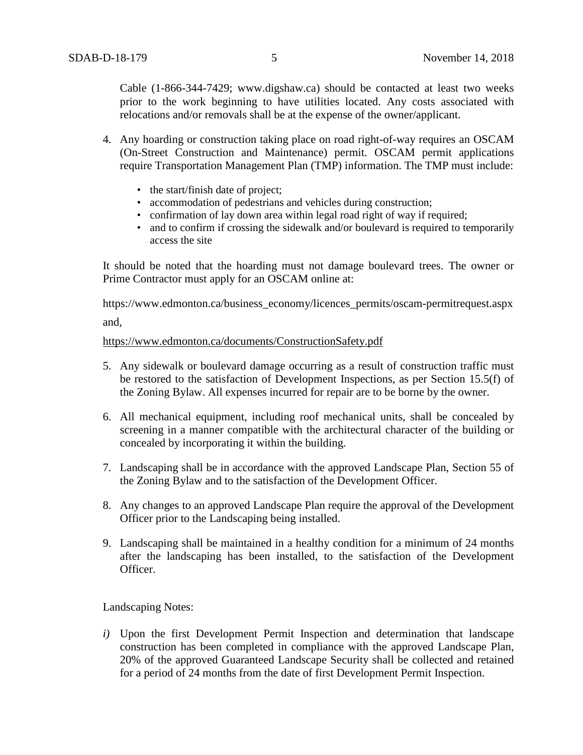Cable (1-866-344-7429; www.digshaw.ca) should be contacted at least two weeks prior to the work beginning to have utilities located. Any costs associated with relocations and/or removals shall be at the expense of the owner/applicant.

4. Any hoarding or construction taking place on road right-of-way requires an OSCAM (On-Street Construction and Maintenance) permit. OSCAM permit applications require Transportation Management Plan (TMP) information. The TMP must include:

   - the start/finish date of project;
   - accommodation of pedestrians and vehicles during construction;
   - confirmation of lay down area within legal road right of way if required;
   - and to confirm if crossing the sidewalk and/or boulevard is required to temporarily access the site

   It should be noted that the hoarding must not damage boulevard trees. The owner or Prime Contractor must apply for an OSCAM online at:

   https://www.edmonton.ca/business_economy/licences_permits/oscam-permitrequest.aspx

   and,

   https://www.edmonton.ca/documents/ConstructionSafety.pdf

5. Any sidewalk or boulevard damage occurring as a result of construction traffic must be restored to the satisfaction of Development Inspections, as per Section 15.5(f) of the Zoning Bylaw. All expenses incurred for repair are to be borne by the owner.

6. All mechanical equipment, including roof mechanical units, shall be concealed by screening in a manner compatible with the architectural character of the building or concealed by incorporating it within the building.

7. Landscaping shall be in accordance with the approved Landscape Plan, Section 55 of the Zoning Bylaw and to the satisfaction of the Development Officer.

8. Any changes to an approved Landscape Plan require the approval of the Development Officer prior to the Landscaping being installed.

9. Landscaping shall be maintained in a healthy condition for a minimum of 24 months after the landscaping has been installed, to the satisfaction of the Development Officer.

Landscaping Notes:

*i)* Upon the first Development Permit Inspection and determination that landscape construction has been completed in compliance with the approved Landscape Plan, 20% of the approved Guaranteed Landscape Security shall be collected and retained for a period of 24 months from the date of first Development Permit Inspection.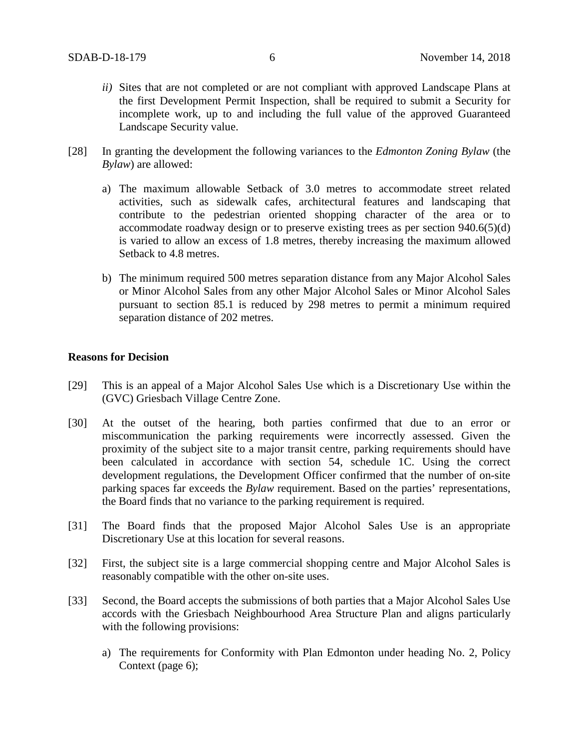*ii)* Sites that are not completed or are not compliant with approved Landscape Plans at the first Development Permit Inspection, shall be required to submit a Security for incomplete work, up to and including the full value of the approved Guaranteed Landscape Security value.

[28] In granting the development the following variances to the *Edmonton Zoning Bylaw* (the *Bylaw*) are allowed:

a) The maximum allowable Setback of 3.0 metres to accommodate street related activities, such as sidewalk cafes, architectural features and landscaping that contribute to the pedestrian oriented shopping character of the area or to accommodate roadway design or to preserve existing trees as per section 940.6(5)(d) is varied to allow an excess of 1.8 metres, thereby increasing the maximum allowed Setback to 4.8 metres.

b) The minimum required 500 metres separation distance from any Major Alcohol Sales or Minor Alcohol Sales from any other Major Alcohol Sales or Minor Alcohol Sales pursuant to section 85.1 is reduced by 298 metres to permit a minimum required separation distance of 202 metres.

**Reasons for Decision**

[29] This is an appeal of a Major Alcohol Sales Use which is a Discretionary Use within the (GVC) Griesbach Village Centre Zone.

[30] At the outset of the hearing, both parties confirmed that due to an error or miscommunication the parking requirements were incorrectly assessed. Given the proximity of the subject site to a major transit centre, parking requirements should have been calculated in accordance with section 54, schedule 1C. Using the correct development regulations, the Development Officer confirmed that the number of on-site parking spaces far exceeds the *Bylaw* requirement. Based on the parties' representations, the Board finds that no variance to the parking requirement is required.

[31] The Board finds that the proposed Major Alcohol Sales Use is an appropriate Discretionary Use at this location for several reasons.

[32] First, the subject site is a large commercial shopping centre and Major Alcohol Sales is reasonably compatible with the other on-site uses.

[33] Second, the Board accepts the submissions of both parties that a Major Alcohol Sales Use accords with the Griesbach Neighbourhood Area Structure Plan and aligns particularly with the following provisions:

a) The requirements for Conformity with Plan Edmonton under heading No. 2, Policy Context (page 6);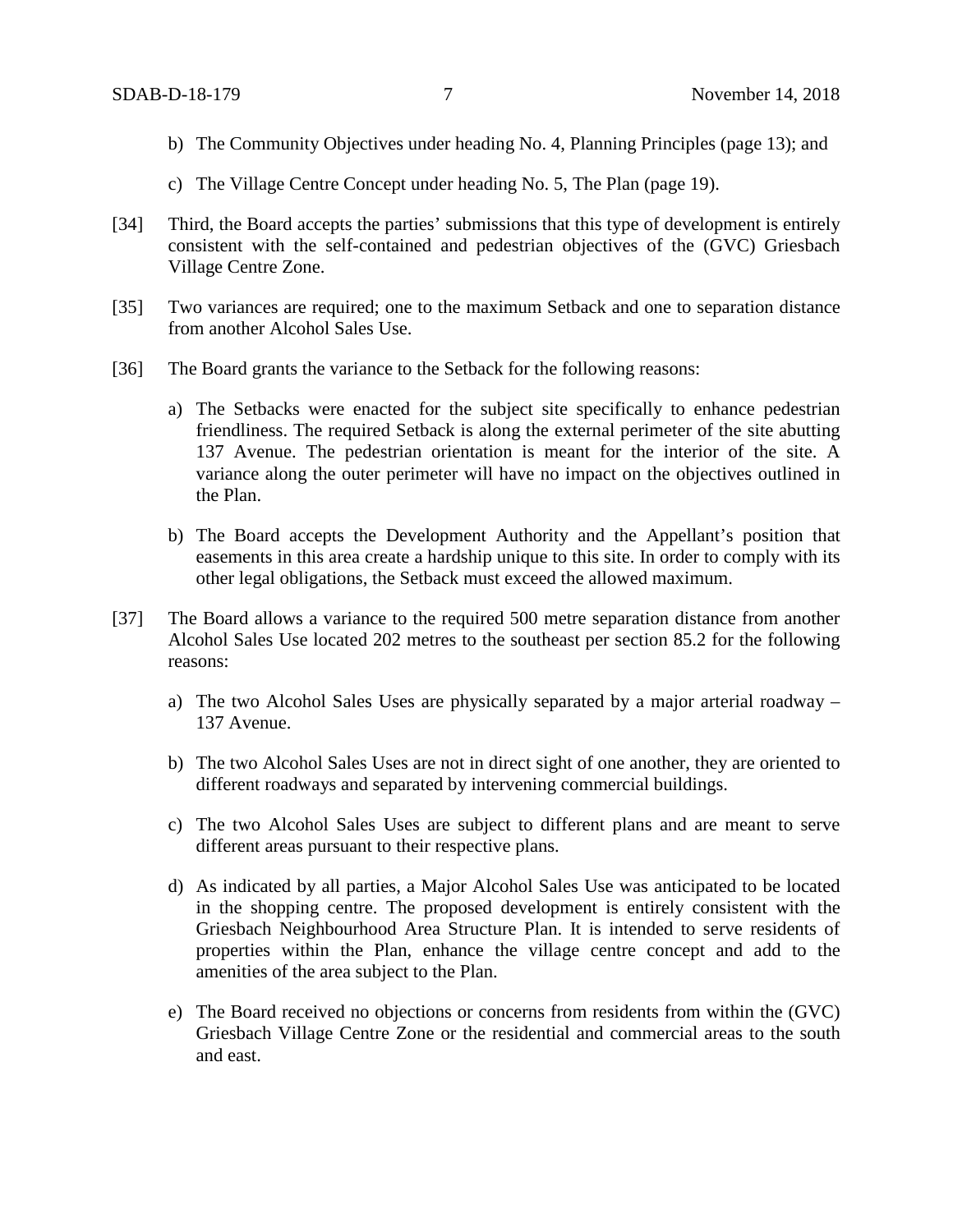b) The Community Objectives under heading No. 4, Planning Principles (page 13); and

c) The Village Centre Concept under heading No. 5, The Plan (page 19).

[34] Third, the Board accepts the parties' submissions that this type of development is entirely consistent with the self-contained and pedestrian objectives of the (GVC) Griesbach Village Centre Zone.

[35] Two variances are required; one to the maximum Setback and one to separation distance from another Alcohol Sales Use.

[36] The Board grants the variance to the Setback for the following reasons:

a) The Setbacks were enacted for the subject site specifically to enhance pedestrian friendliness. The required Setback is along the external perimeter of the site abutting 137 Avenue. The pedestrian orientation is meant for the interior of the site. A variance along the outer perimeter will have no impact on the objectives outlined in the Plan.

b) The Board accepts the Development Authority and the Appellant's position that easements in this area create a hardship unique to this site. In order to comply with its other legal obligations, the Setback must exceed the allowed maximum.

[37] The Board allows a variance to the required 500 metre separation distance from another Alcohol Sales Use located 202 metres to the southeast per section 85.2 for the following reasons:

a) The two Alcohol Sales Uses are physically separated by a major arterial roadway – 137 Avenue.

b) The two Alcohol Sales Uses are not in direct sight of one another, they are oriented to different roadways and separated by intervening commercial buildings.

c) The two Alcohol Sales Uses are subject to different plans and are meant to serve different areas pursuant to their respective plans.

d) As indicated by all parties, a Major Alcohol Sales Use was anticipated to be located in the shopping centre. The proposed development is entirely consistent with the Griesbach Neighbourhood Area Structure Plan. It is intended to serve residents of properties within the Plan, enhance the village centre concept and add to the amenities of the area subject to the Plan.

e) The Board received no objections or concerns from residents from within the (GVC) Griesbach Village Centre Zone or the residential and commercial areas to the south and east.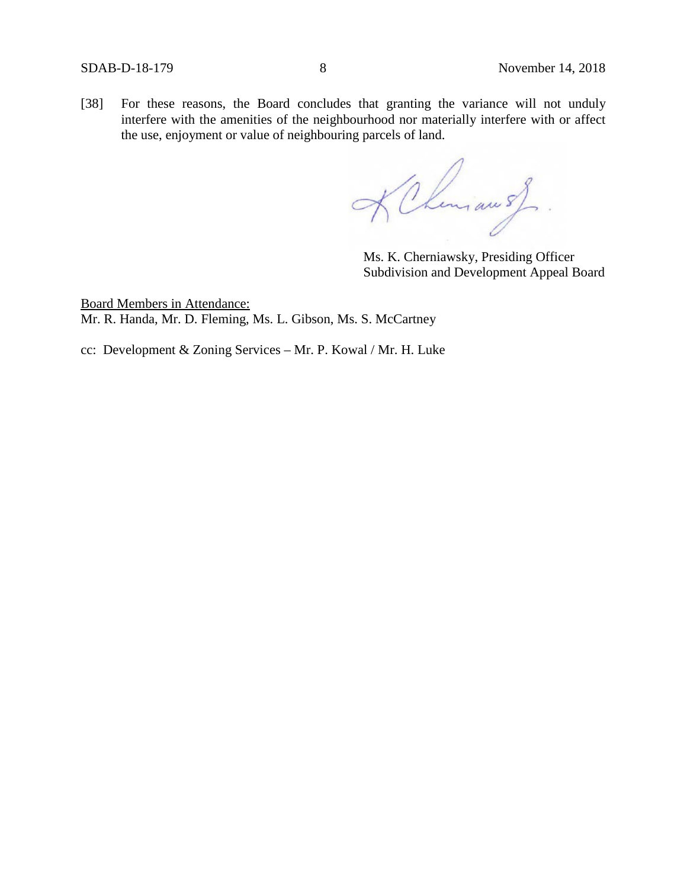[38] For these reasons, the Board concludes that granting the variance will not unduly interfere with the amenities of the neighbourhood nor materially interfere with or affect the use, enjoyment or value of neighbouring parcels of land.

Ms. K. Cherniawsky, Presiding Officer
Subdivision and Development Appeal Board

Board Members in Attendance:
Mr. R. Handa, Mr. D. Fleming, Ms. L. Gibson, Ms. S. McCartney

cc: Development & Zoning Services – Mr. P. Kowal / Mr. H. Luke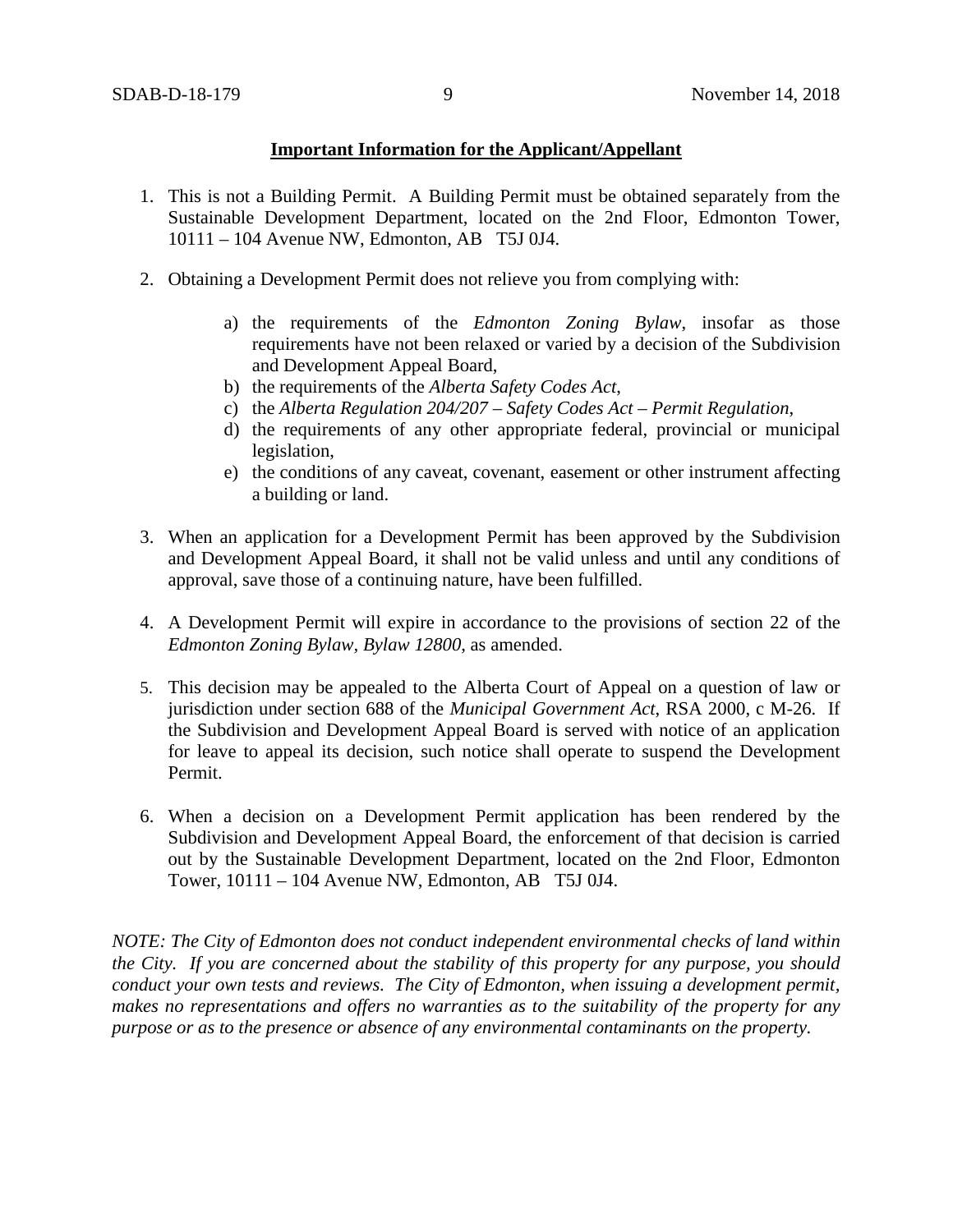**Important Information for the Applicant/Appellant**

1. This is not a Building Permit. A Building Permit must be obtained separately from the Sustainable Development Department, located on the 2nd Floor, Edmonton Tower, 10111 – 104 Avenue NW, Edmonton, AB T5J 0J4.

2. Obtaining a Development Permit does not relieve you from complying with:

   a) the requirements of the *Edmonton Zoning Bylaw*, insofar as those requirements have not been relaxed or varied by a decision of the Subdivision and Development Appeal Board,
   b) the requirements of the *Alberta Safety Codes Act*,
   c) the *Alberta Regulation 204/207 – Safety Codes Act – Permit Regulation*,
   d) the requirements of any other appropriate federal, provincial or municipal legislation,
   e) the conditions of any caveat, covenant, easement or other instrument affecting a building or land.

3. When an application for a Development Permit has been approved by the Subdivision and Development Appeal Board, it shall not be valid unless and until any conditions of approval, save those of a continuing nature, have been fulfilled.

4. A Development Permit will expire in accordance to the provisions of section 22 of the *Edmonton Zoning Bylaw, Bylaw 12800*, as amended.

5. This decision may be appealed to the Alberta Court of Appeal on a question of law or jurisdiction under section 688 of the *Municipal Government Act*, RSA 2000, c M-26. If the Subdivision and Development Appeal Board is served with notice of an application for leave to appeal its decision, such notice shall operate to suspend the Development Permit.

6. When a decision on a Development Permit application has been rendered by the Subdivision and Development Appeal Board, the enforcement of that decision is carried out by the Sustainable Development Department, located on the 2nd Floor, Edmonton Tower, 10111 – 104 Avenue NW, Edmonton, AB T5J 0J4.

*NOTE: The City of Edmonton does not conduct independent environmental checks of land within the City. If you are concerned about the stability of this property for any purpose, you should conduct your own tests and reviews. The City of Edmonton, when issuing a development permit, makes no representations and offers no warranties as to the suitability of the property for any purpose or as to the presence or absence of any environmental contaminants on the property.*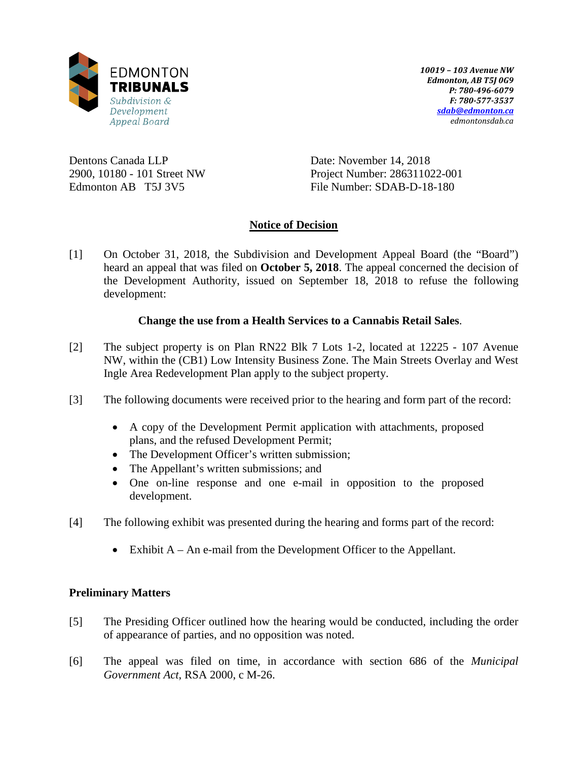EDMONTON
**TRIBUNALS**
*Subdivision & Development Appeal Board*

*10019 – 103 Avenue NW*
*Edmonton, AB T5J 0G9*
*P: 780-496-6079*
*F: 780-577-3537*
*sdab@edmonton.ca*
*edmontonsdab.ca*

Dentons Canada LLP
2900, 10180 - 101 Street NW
Edmonton AB T5J 3V5

Date: November 14, 2018
Project Number: 286311022-001
File Number: SDAB-D-18-180

## Notice of Decision

[1] On October 31, 2018, the Subdivision and Development Appeal Board (the "Board") heard an appeal that was filed on **October 5, 2018**. The appeal concerned the decision of the Development Authority, issued on September 18, 2018 to refuse the following development:

**Change the use from a Health Services to a Cannabis Retail Sales**.

[2] The subject property is on Plan RN22 Blk 7 Lots 1-2, located at 12225 - 107 Avenue NW, within the (CB1) Low Intensity Business Zone. The Main Streets Overlay and West Ingle Area Redevelopment Plan apply to the subject property.

[3] The following documents were received prior to the hearing and form part of the record:

- A copy of the Development Permit application with attachments, proposed plans, and the refused Development Permit;
- The Development Officer's written submission;
- The Appellant's written submissions; and
- One on-line response and one e-mail in opposition to the proposed development.

[4] The following exhibit was presented during the hearing and forms part of the record:

- Exhibit A – An e-mail from the Development Officer to the Appellant.

### Preliminary Matters

[5] The Presiding Officer outlined how the hearing would be conducted, including the order of appearance of parties, and no opposition was noted.

[6] The appeal was filed on time, in accordance with section 686 of the *Municipal Government Act*, RSA 2000, c M-26.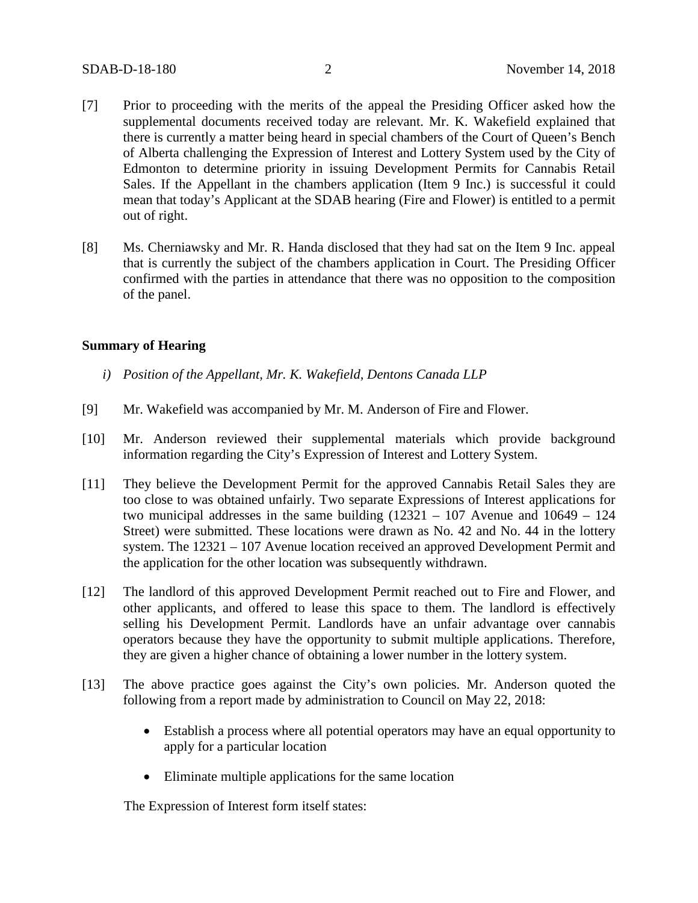[7] Prior to proceeding with the merits of the appeal the Presiding Officer asked how the supplemental documents received today are relevant. Mr. K. Wakefield explained that there is currently a matter being heard in special chambers of the Court of Queen's Bench of Alberta challenging the Expression of Interest and Lottery System used by the City of Edmonton to determine priority in issuing Development Permits for Cannabis Retail Sales. If the Appellant in the chambers application (Item 9 Inc.) is successful it could mean that today's Applicant at the SDAB hearing (Fire and Flower) is entitled to a permit out of right.

[8] Ms. Cherniawsky and Mr. R. Handa disclosed that they had sat on the Item 9 Inc. appeal that is currently the subject of the chambers application in Court. The Presiding Officer confirmed with the parties in attendance that there was no opposition to the composition of the panel.

**Summary of Hearing**

*i) Position of the Appellant, Mr. K. Wakefield, Dentons Canada LLP*

[9] Mr. Wakefield was accompanied by Mr. M. Anderson of Fire and Flower.

[10] Mr. Anderson reviewed their supplemental materials which provide background information regarding the City's Expression of Interest and Lottery System.

[11] They believe the Development Permit for the approved Cannabis Retail Sales they are too close to was obtained unfairly. Two separate Expressions of Interest applications for two municipal addresses in the same building (12321 – 107 Avenue and 10649 – 124 Street) were submitted. These locations were drawn as No. 42 and No. 44 in the lottery system. The 12321 – 107 Avenue location received an approved Development Permit and the application for the other location was subsequently withdrawn.

[12] The landlord of this approved Development Permit reached out to Fire and Flower, and other applicants, and offered to lease this space to them. The landlord is effectively selling his Development Permit. Landlords have an unfair advantage over cannabis operators because they have the opportunity to submit multiple applications. Therefore, they are given a higher chance of obtaining a lower number in the lottery system.

[13] The above practice goes against the City's own policies. Mr. Anderson quoted the following from a report made by administration to Council on May 22, 2018:

- Establish a process where all potential operators may have an equal opportunity to apply for a particular location
- Eliminate multiple applications for the same location

The Expression of Interest form itself states: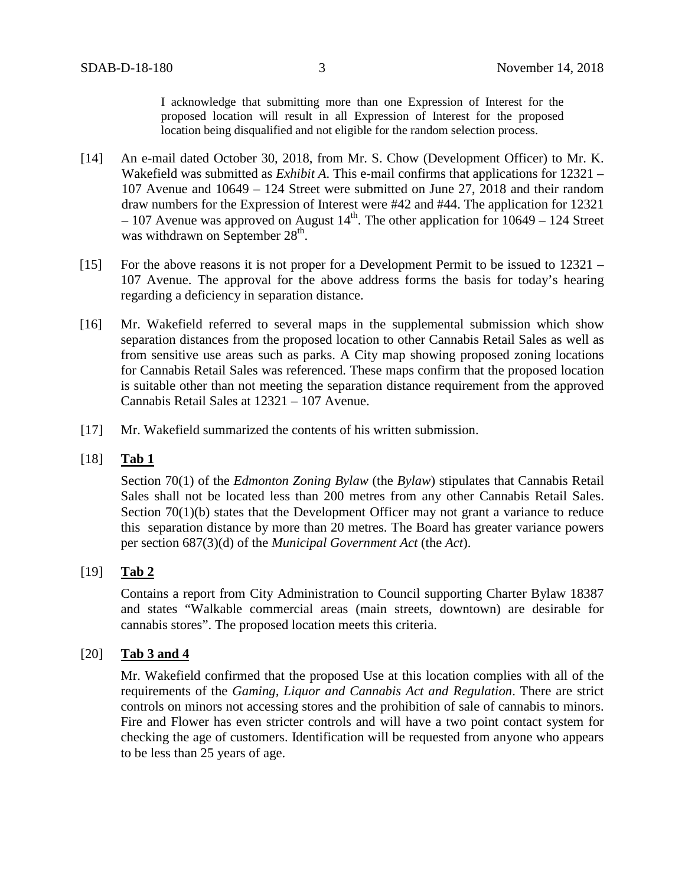I acknowledge that submitting more than one Expression of Interest for the proposed location will result in all Expression of Interest for the proposed location being disqualified and not eligible for the random selection process.

[14] An e-mail dated October 30, 2018, from Mr. S. Chow (Development Officer) to Mr. K. Wakefield was submitted as *Exhibit A*. This e-mail confirms that applications for 12321 – 107 Avenue and 10649 – 124 Street were submitted on June 27, 2018 and their random draw numbers for the Expression of Interest were #42 and #44. The application for 12321 – 107 Avenue was approved on August 14th. The other application for 10649 – 124 Street was withdrawn on September 28th.

[15] For the above reasons it is not proper for a Development Permit to be issued to 12321 – 107 Avenue. The approval for the above address forms the basis for today's hearing regarding a deficiency in separation distance.

[16] Mr. Wakefield referred to several maps in the supplemental submission which show separation distances from the proposed location to other Cannabis Retail Sales as well as from sensitive use areas such as parks. A City map showing proposed zoning locations for Cannabis Retail Sales was referenced. These maps confirm that the proposed location is suitable other than not meeting the separation distance requirement from the approved Cannabis Retail Sales at 12321 – 107 Avenue.

[17] Mr. Wakefield summarized the contents of his written submission.

[18] **Tab 1**

Section 70(1) of the *Edmonton Zoning Bylaw* (the *Bylaw*) stipulates that Cannabis Retail Sales shall not be located less than 200 metres from any other Cannabis Retail Sales. Section 70(1)(b) states that the Development Officer may not grant a variance to reduce this separation distance by more than 20 metres. The Board has greater variance powers per section 687(3)(d) of the *Municipal Government Act* (the *Act*).

[19] **Tab 2**

Contains a report from City Administration to Council supporting Charter Bylaw 18387 and states "Walkable commercial areas (main streets, downtown) are desirable for cannabis stores". The proposed location meets this criteria.

[20] **Tab 3 and 4**

Mr. Wakefield confirmed that the proposed Use at this location complies with all of the requirements of the *Gaming, Liquor and Cannabis Act and Regulation*. There are strict controls on minors not accessing stores and the prohibition of sale of cannabis to minors. Fire and Flower has even stricter controls and will have a two point contact system for checking the age of customers. Identification will be requested from anyone who appears to be less than 25 years of age.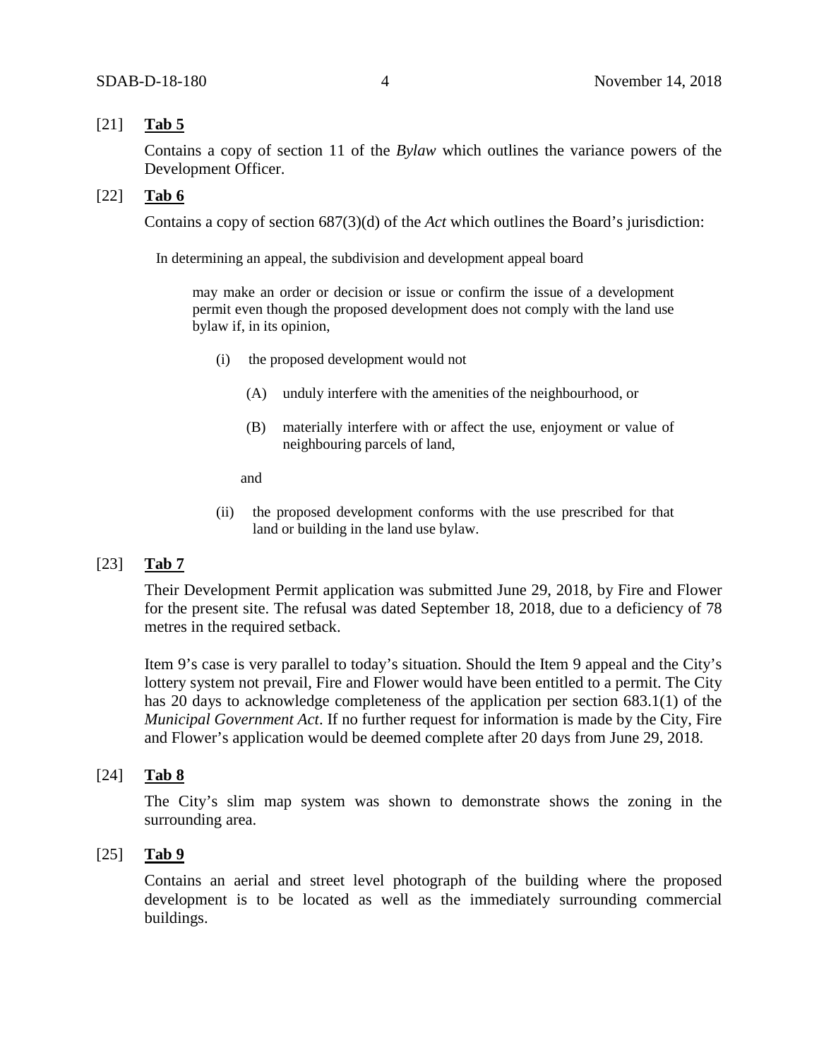[21] **Tab 5**

Contains a copy of section 11 of the *Bylaw* which outlines the variance powers of the Development Officer.

[22] **Tab 6**

Contains a copy of section 687(3)(d) of the *Act* which outlines the Board's jurisdiction:

> In determining an appeal, the subdivision and development appeal board
>
> may make an order or decision or issue or confirm the issue of a development permit even though the proposed development does not comply with the land use bylaw if, in its opinion,
>
> (i) the proposed development would not
>
> (A) unduly interfere with the amenities of the neighbourhood, or
>
> (B) materially interfere with or affect the use, enjoyment or value of neighbouring parcels of land,
>
> and
>
> (ii) the proposed development conforms with the use prescribed for that land or building in the land use bylaw.

[23] **Tab 7**

Their Development Permit application was submitted June 29, 2018, by Fire and Flower for the present site. The refusal was dated September 18, 2018, due to a deficiency of 78 metres in the required setback.

Item 9's case is very parallel to today's situation. Should the Item 9 appeal and the City's lottery system not prevail, Fire and Flower would have been entitled to a permit. The City has 20 days to acknowledge completeness of the application per section 683.1(1) of the *Municipal Government Act*. If no further request for information is made by the City, Fire and Flower's application would be deemed complete after 20 days from June 29, 2018.

[24] **Tab 8**

The City's slim map system was shown to demonstrate shows the zoning in the surrounding area.

[25] **Tab 9**

Contains an aerial and street level photograph of the building where the proposed development is to be located as well as the immediately surrounding commercial buildings.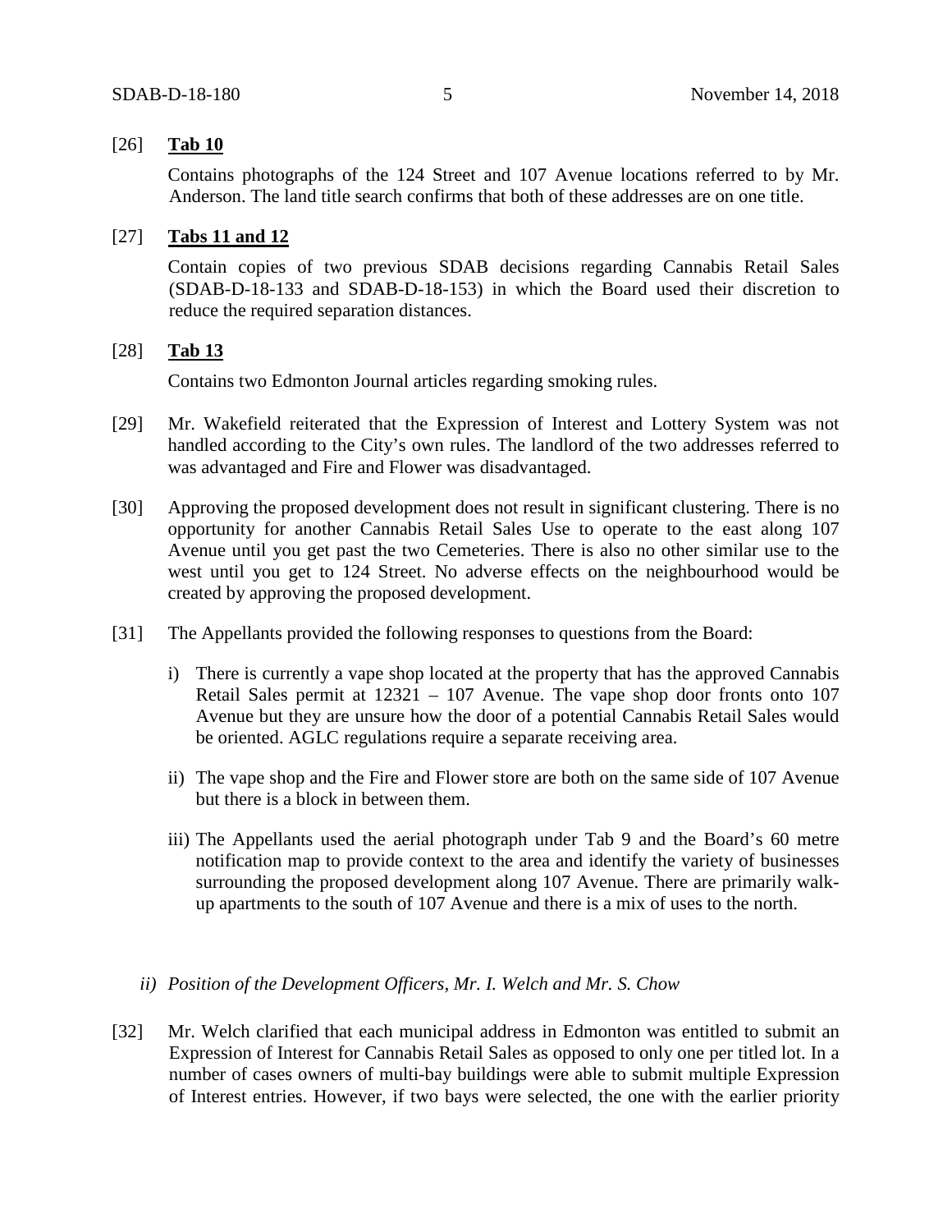[26] **Tab 10**

Contains photographs of the 124 Street and 107 Avenue locations referred to by Mr. Anderson. The land title search confirms that both of these addresses are on one title.

[27] **Tabs 11 and 12**

Contain copies of two previous SDAB decisions regarding Cannabis Retail Sales (SDAB-D-18-133 and SDAB-D-18-153) in which the Board used their discretion to reduce the required separation distances.

[28] **Tab 13**

Contains two Edmonton Journal articles regarding smoking rules.

[29] Mr. Wakefield reiterated that the Expression of Interest and Lottery System was not handled according to the City's own rules. The landlord of the two addresses referred to was advantaged and Fire and Flower was disadvantaged.

[30] Approving the proposed development does not result in significant clustering. There is no opportunity for another Cannabis Retail Sales Use to operate to the east along 107 Avenue until you get past the two Cemeteries. There is also no other similar use to the west until you get to 124 Street. No adverse effects on the neighbourhood would be created by approving the proposed development.

[31] The Appellants provided the following responses to questions from the Board:

i) There is currently a vape shop located at the property that has the approved Cannabis Retail Sales permit at 12321 – 107 Avenue. The vape shop door fronts onto 107 Avenue but they are unsure how the door of a potential Cannabis Retail Sales would be oriented. AGLC regulations require a separate receiving area.

ii) The vape shop and the Fire and Flower store are both on the same side of 107 Avenue but there is a block in between them.

iii) The Appellants used the aerial photograph under Tab 9 and the Board's 60 metre notification map to provide context to the area and identify the variety of businesses surrounding the proposed development along 107 Avenue. There are primarily walk-up apartments to the south of 107 Avenue and there is a mix of uses to the north.

*ii) Position of the Development Officers, Mr. I. Welch and Mr. S. Chow*

[32] Mr. Welch clarified that each municipal address in Edmonton was entitled to submit an Expression of Interest for Cannabis Retail Sales as opposed to only one per titled lot. In a number of cases owners of multi-bay buildings were able to submit multiple Expression of Interest entries. However, if two bays were selected, the one with the earlier priority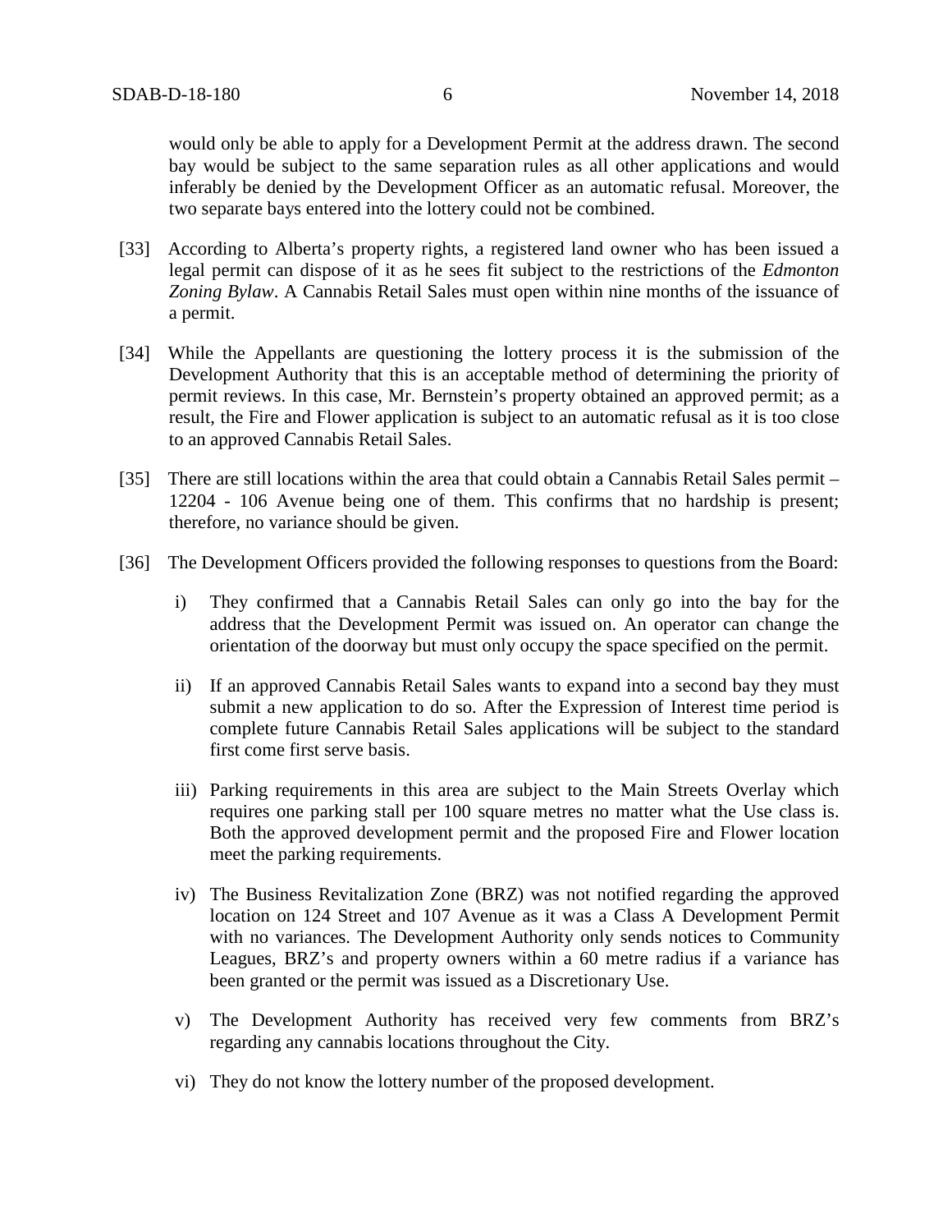would only be able to apply for a Development Permit at the address drawn. The second bay would be subject to the same separation rules as all other applications and would inferably be denied by the Development Officer as an automatic refusal. Moreover, the two separate bays entered into the lottery could not be combined.

[33] According to Alberta's property rights, a registered land owner who has been issued a legal permit can dispose of it as he sees fit subject to the restrictions of the *Edmonton Zoning Bylaw*. A Cannabis Retail Sales must open within nine months of the issuance of a permit.

[34] While the Appellants are questioning the lottery process it is the submission of the Development Authority that this is an acceptable method of determining the priority of permit reviews. In this case, Mr. Bernstein's property obtained an approved permit; as a result, the Fire and Flower application is subject to an automatic refusal as it is too close to an approved Cannabis Retail Sales.

[35] There are still locations within the area that could obtain a Cannabis Retail Sales permit – 12204 - 106 Avenue being one of them. This confirms that no hardship is present; therefore, no variance should be given.

[36] The Development Officers provided the following responses to questions from the Board:

i) They confirmed that a Cannabis Retail Sales can only go into the bay for the address that the Development Permit was issued on. An operator can change the orientation of the doorway but must only occupy the space specified on the permit.

ii) If an approved Cannabis Retail Sales wants to expand into a second bay they must submit a new application to do so. After the Expression of Interest time period is complete future Cannabis Retail Sales applications will be subject to the standard first come first serve basis.

iii) Parking requirements in this area are subject to the Main Streets Overlay which requires one parking stall per 100 square metres no matter what the Use class is. Both the approved development permit and the proposed Fire and Flower location meet the parking requirements.

iv) The Business Revitalization Zone (BRZ) was not notified regarding the approved location on 124 Street and 107 Avenue as it was a Class A Development Permit with no variances. The Development Authority only sends notices to Community Leagues, BRZ's and property owners within a 60 metre radius if a variance has been granted or the permit was issued as a Discretionary Use.

v) The Development Authority has received very few comments from BRZ's regarding any cannabis locations throughout the City.

vi) They do not know the lottery number of the proposed development.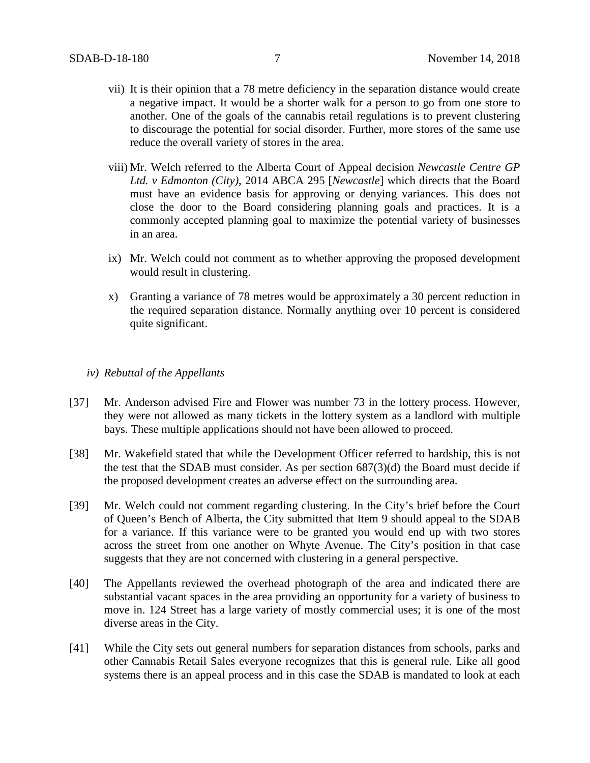vii) It is their opinion that a 78 metre deficiency in the separation distance would create a negative impact. It would be a shorter walk for a person to go from one store to another. One of the goals of the cannabis retail regulations is to prevent clustering to discourage the potential for social disorder. Further, more stores of the same use reduce the overall variety of stores in the area.

viii) Mr. Welch referred to the Alberta Court of Appeal decision *Newcastle Centre GP Ltd. v Edmonton (City)*, 2014 ABCA 295 [*Newcastle*] which directs that the Board must have an evidence basis for approving or denying variances. This does not close the door to the Board considering planning goals and practices. It is a commonly accepted planning goal to maximize the potential variety of businesses in an area.

ix) Mr. Welch could not comment as to whether approving the proposed development would result in clustering.

x) Granting a variance of 78 metres would be approximately a 30 percent reduction in the required separation distance. Normally anything over 10 percent is considered quite significant.

*iv) Rebuttal of the Appellants*

[37] Mr. Anderson advised Fire and Flower was number 73 in the lottery process. However, they were not allowed as many tickets in the lottery system as a landlord with multiple bays. These multiple applications should not have been allowed to proceed.

[38] Mr. Wakefield stated that while the Development Officer referred to hardship, this is not the test that the SDAB must consider. As per section 687(3)(d) the Board must decide if the proposed development creates an adverse effect on the surrounding area.

[39] Mr. Welch could not comment regarding clustering. In the City's brief before the Court of Queen's Bench of Alberta, the City submitted that Item 9 should appeal to the SDAB for a variance. If this variance were to be granted you would end up with two stores across the street from one another on Whyte Avenue. The City's position in that case suggests that they are not concerned with clustering in a general perspective.

[40] The Appellants reviewed the overhead photograph of the area and indicated there are substantial vacant spaces in the area providing an opportunity for a variety of business to move in. 124 Street has a large variety of mostly commercial uses; it is one of the most diverse areas in the City.

[41] While the City sets out general numbers for separation distances from schools, parks and other Cannabis Retail Sales everyone recognizes that this is general rule. Like all good systems there is an appeal process and in this case the SDAB is mandated to look at each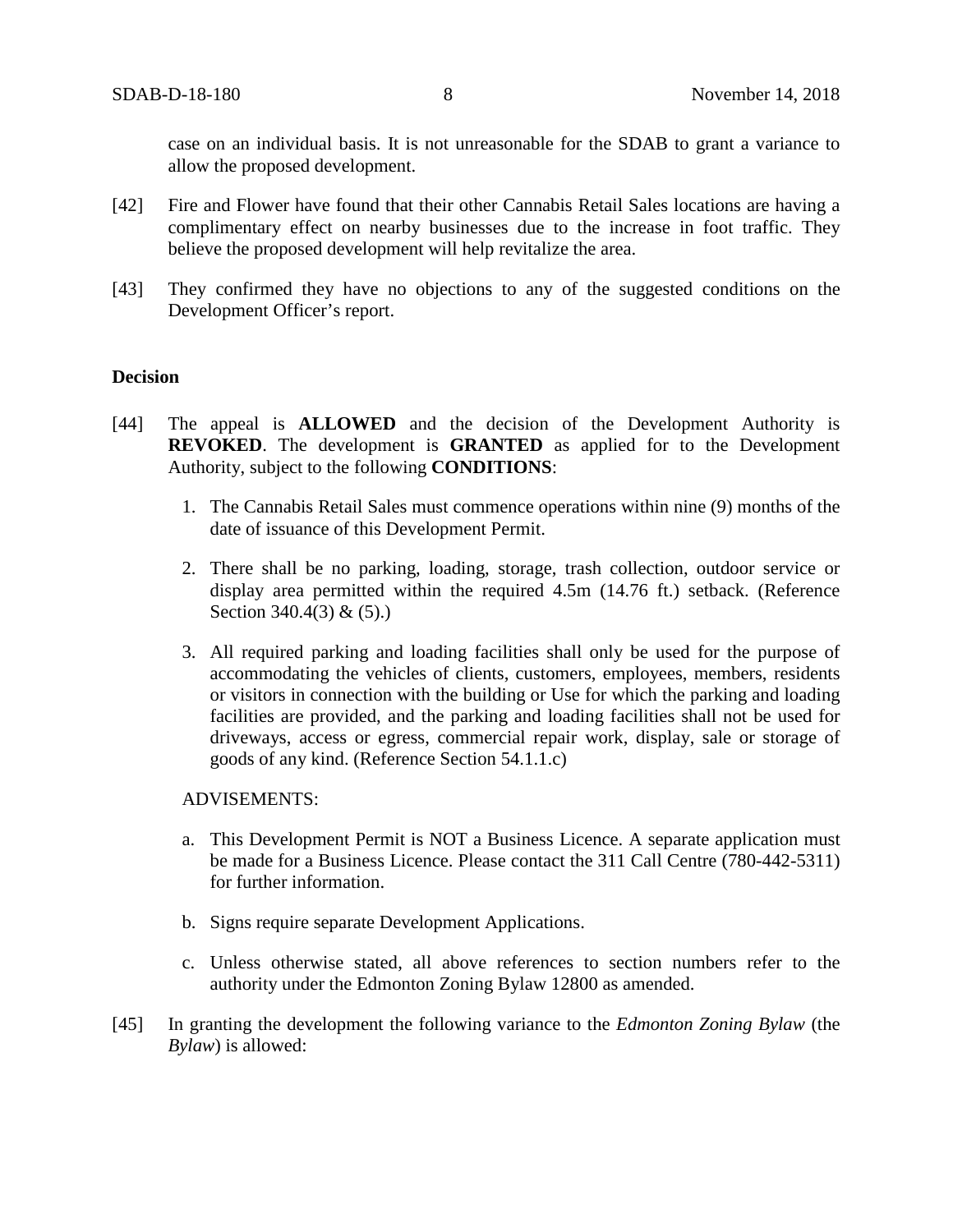case on an individual basis. It is not unreasonable for the SDAB to grant a variance to allow the proposed development.

[42] Fire and Flower have found that their other Cannabis Retail Sales locations are having a complimentary effect on nearby businesses due to the increase in foot traffic. They believe the proposed development will help revitalize the area.

[43] They confirmed they have no objections to any of the suggested conditions on the Development Officer's report.

**Decision**

[44] The appeal is **ALLOWED** and the decision of the Development Authority is **REVOKED**. The development is **GRANTED** as applied for to the Development Authority, subject to the following **CONDITIONS**:

1. The Cannabis Retail Sales must commence operations within nine (9) months of the date of issuance of this Development Permit.

2. There shall be no parking, loading, storage, trash collection, outdoor service or display area permitted within the required 4.5m (14.76 ft.) setback. (Reference Section 340.4(3) & (5).)

3. All required parking and loading facilities shall only be used for the purpose of accommodating the vehicles of clients, customers, employees, members, residents or visitors in connection with the building or Use for which the parking and loading facilities are provided, and the parking and loading facilities shall not be used for driveways, access or egress, commercial repair work, display, sale or storage of goods of any kind. (Reference Section 54.1.1.c)

ADVISEMENTS:

a. This Development Permit is NOT a Business Licence. A separate application must be made for a Business Licence. Please contact the 311 Call Centre (780-442-5311) for further information.

b. Signs require separate Development Applications.

c. Unless otherwise stated, all above references to section numbers refer to the authority under the Edmonton Zoning Bylaw 12800 as amended.

[45] In granting the development the following variance to the *Edmonton Zoning Bylaw* (the *Bylaw*) is allowed: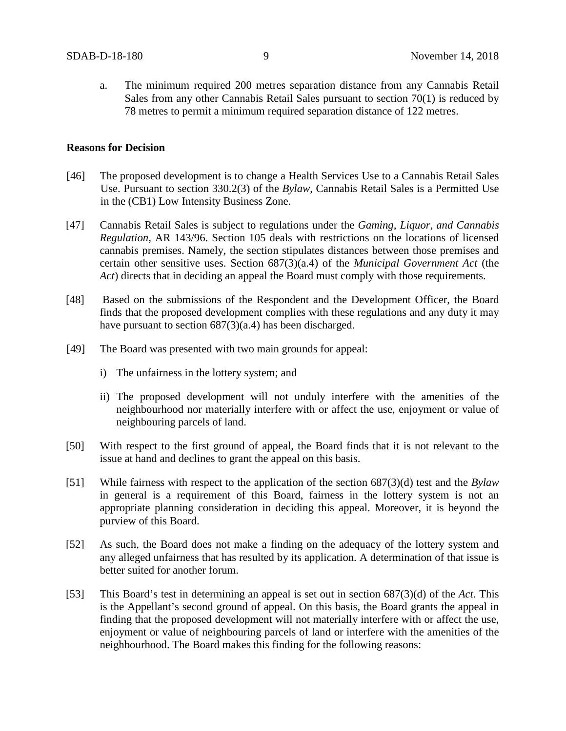a. The minimum required 200 metres separation distance from any Cannabis Retail Sales from any other Cannabis Retail Sales pursuant to section 70(1) is reduced by 78 metres to permit a minimum required separation distance of 122 metres.

**Reasons for Decision**

[46] The proposed development is to change a Health Services Use to a Cannabis Retail Sales Use. Pursuant to section 330.2(3) of the *Bylaw*, Cannabis Retail Sales is a Permitted Use in the (CB1) Low Intensity Business Zone.

[47] Cannabis Retail Sales is subject to regulations under the *Gaming, Liquor, and Cannabis Regulation*, AR 143/96. Section 105 deals with restrictions on the locations of licensed cannabis premises. Namely, the section stipulates distances between those premises and certain other sensitive uses. Section 687(3)(a.4) of the *Municipal Government Act* (the *Act*) directs that in deciding an appeal the Board must comply with those requirements.

[48] Based on the submissions of the Respondent and the Development Officer, the Board finds that the proposed development complies with these regulations and any duty it may have pursuant to section 687(3)(a.4) has been discharged.

[49] The Board was presented with two main grounds for appeal:

i) The unfairness in the lottery system; and

ii) The proposed development will not unduly interfere with the amenities of the neighbourhood nor materially interfere with or affect the use, enjoyment or value of neighbouring parcels of land.

[50] With respect to the first ground of appeal, the Board finds that it is not relevant to the issue at hand and declines to grant the appeal on this basis.

[51] While fairness with respect to the application of the section 687(3)(d) test and the *Bylaw* in general is a requirement of this Board, fairness in the lottery system is not an appropriate planning consideration in deciding this appeal. Moreover, it is beyond the purview of this Board.

[52] As such, the Board does not make a finding on the adequacy of the lottery system and any alleged unfairness that has resulted by its application. A determination of that issue is better suited for another forum.

[53] This Board's test in determining an appeal is set out in section 687(3)(d) of the *Act.* This is the Appellant's second ground of appeal. On this basis, the Board grants the appeal in finding that the proposed development will not materially interfere with or affect the use, enjoyment or value of neighbouring parcels of land or interfere with the amenities of the neighbourhood. The Board makes this finding for the following reasons: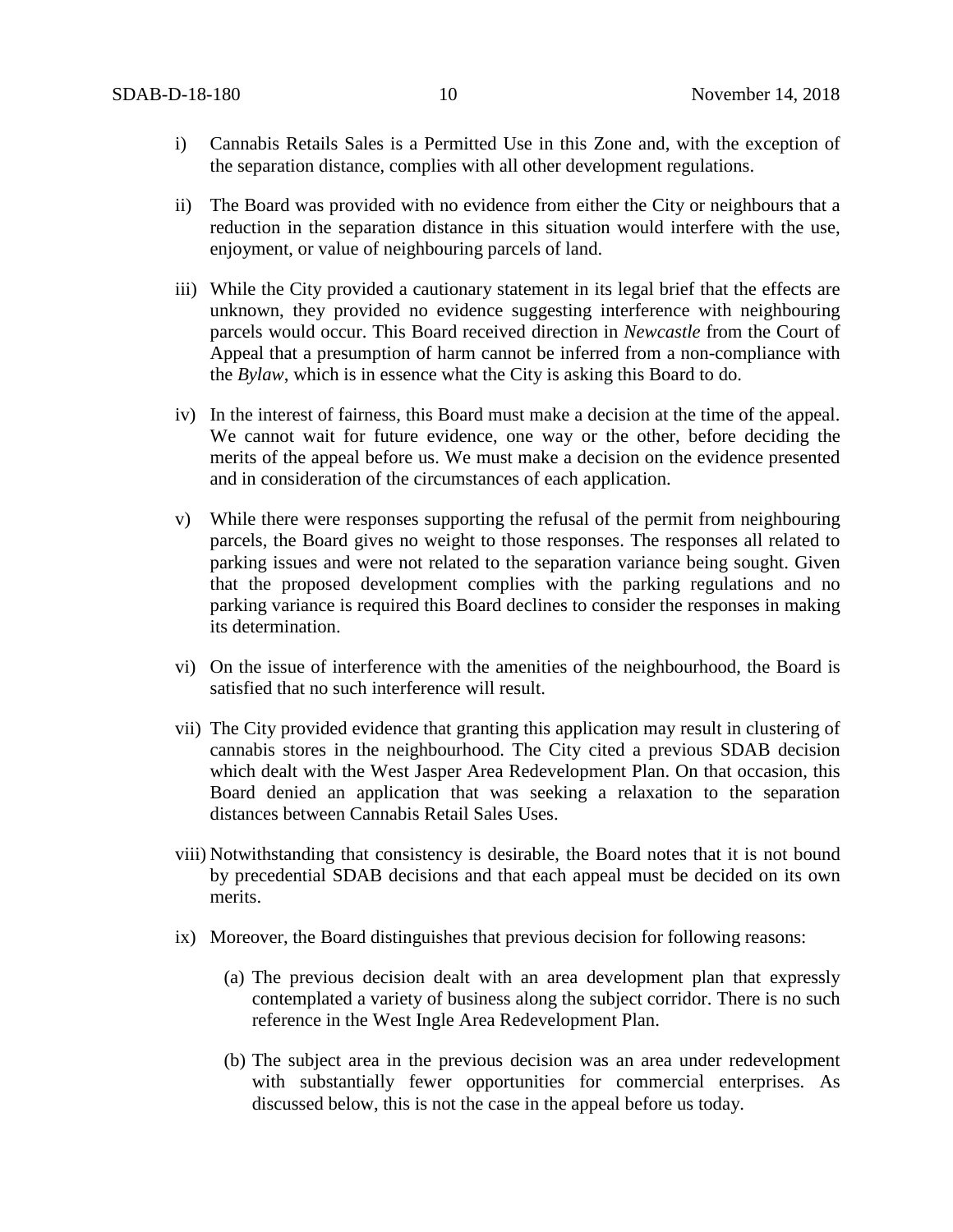i) Cannabis Retails Sales is a Permitted Use in this Zone and, with the exception of the separation distance, complies with all other development regulations.

ii) The Board was provided with no evidence from either the City or neighbours that a reduction in the separation distance in this situation would interfere with the use, enjoyment, or value of neighbouring parcels of land.

iii) While the City provided a cautionary statement in its legal brief that the effects are unknown, they provided no evidence suggesting interference with neighbouring parcels would occur. This Board received direction in *Newcastle* from the Court of Appeal that a presumption of harm cannot be inferred from a non-compliance with the *Bylaw*, which is in essence what the City is asking this Board to do.

iv) In the interest of fairness, this Board must make a decision at the time of the appeal. We cannot wait for future evidence, one way or the other, before deciding the merits of the appeal before us. We must make a decision on the evidence presented and in consideration of the circumstances of each application.

v) While there were responses supporting the refusal of the permit from neighbouring parcels, the Board gives no weight to those responses. The responses all related to parking issues and were not related to the separation variance being sought. Given that the proposed development complies with the parking regulations and no parking variance is required this Board declines to consider the responses in making its determination.

vi) On the issue of interference with the amenities of the neighbourhood, the Board is satisfied that no such interference will result.

vii) The City provided evidence that granting this application may result in clustering of cannabis stores in the neighbourhood. The City cited a previous SDAB decision which dealt with the West Jasper Area Redevelopment Plan. On that occasion, this Board denied an application that was seeking a relaxation to the separation distances between Cannabis Retail Sales Uses.

viii) Notwithstanding that consistency is desirable, the Board notes that it is not bound by precedential SDAB decisions and that each appeal must be decided on its own merits.

ix) Moreover, the Board distinguishes that previous decision for following reasons:

  (a) The previous decision dealt with an area development plan that expressly contemplated a variety of business along the subject corridor. There is no such reference in the West Ingle Area Redevelopment Plan.

  (b) The subject area in the previous decision was an area under redevelopment with substantially fewer opportunities for commercial enterprises. As discussed below, this is not the case in the appeal before us today.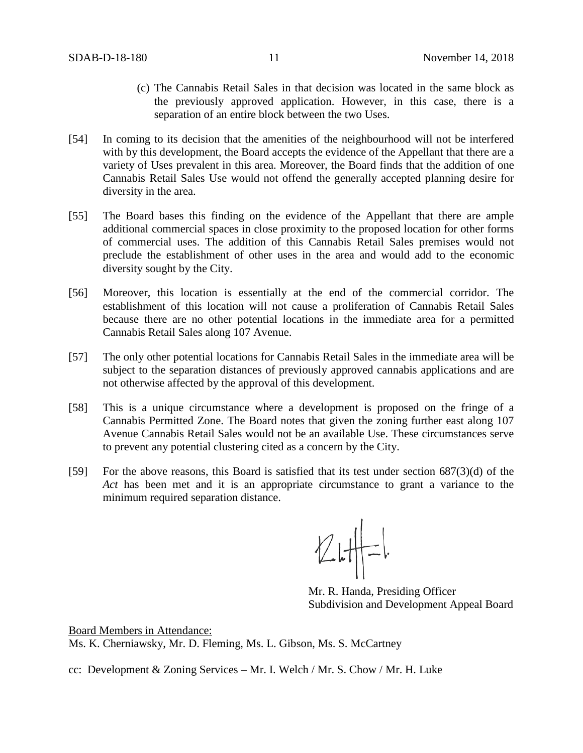(c) The Cannabis Retail Sales in that decision was located in the same block as the previously approved application. However, in this case, there is a separation of an entire block between the two Uses.

[54] In coming to its decision that the amenities of the neighbourhood will not be interfered with by this development, the Board accepts the evidence of the Appellant that there are a variety of Uses prevalent in this area. Moreover, the Board finds that the addition of one Cannabis Retail Sales Use would not offend the generally accepted planning desire for diversity in the area.

[55] The Board bases this finding on the evidence of the Appellant that there are ample additional commercial spaces in close proximity to the proposed location for other forms of commercial uses. The addition of this Cannabis Retail Sales premises would not preclude the establishment of other uses in the area and would add to the economic diversity sought by the City.

[56] Moreover, this location is essentially at the end of the commercial corridor. The establishment of this location will not cause a proliferation of Cannabis Retail Sales because there are no other potential locations in the immediate area for a permitted Cannabis Retail Sales along 107 Avenue.

[57] The only other potential locations for Cannabis Retail Sales in the immediate area will be subject to the separation distances of previously approved cannabis applications and are not otherwise affected by the approval of this development.

[58] This is a unique circumstance where a development is proposed on the fringe of a Cannabis Permitted Zone. The Board notes that given the zoning further east along 107 Avenue Cannabis Retail Sales would not be an available Use. These circumstances serve to prevent any potential clustering cited as a concern by the City.

[59] For the above reasons, this Board is satisfied that its test under section 687(3)(d) of the *Act* has been met and it is an appropriate circumstance to grant a variance to the minimum required separation distance.

Mr. R. Handa, Presiding Officer
Subdivision and Development Appeal Board

Board Members in Attendance:
Ms. K. Cherniawsky, Mr. D. Fleming, Ms. L. Gibson, Ms. S. McCartney

cc: Development & Zoning Services – Mr. I. Welch / Mr. S. Chow / Mr. H. Luke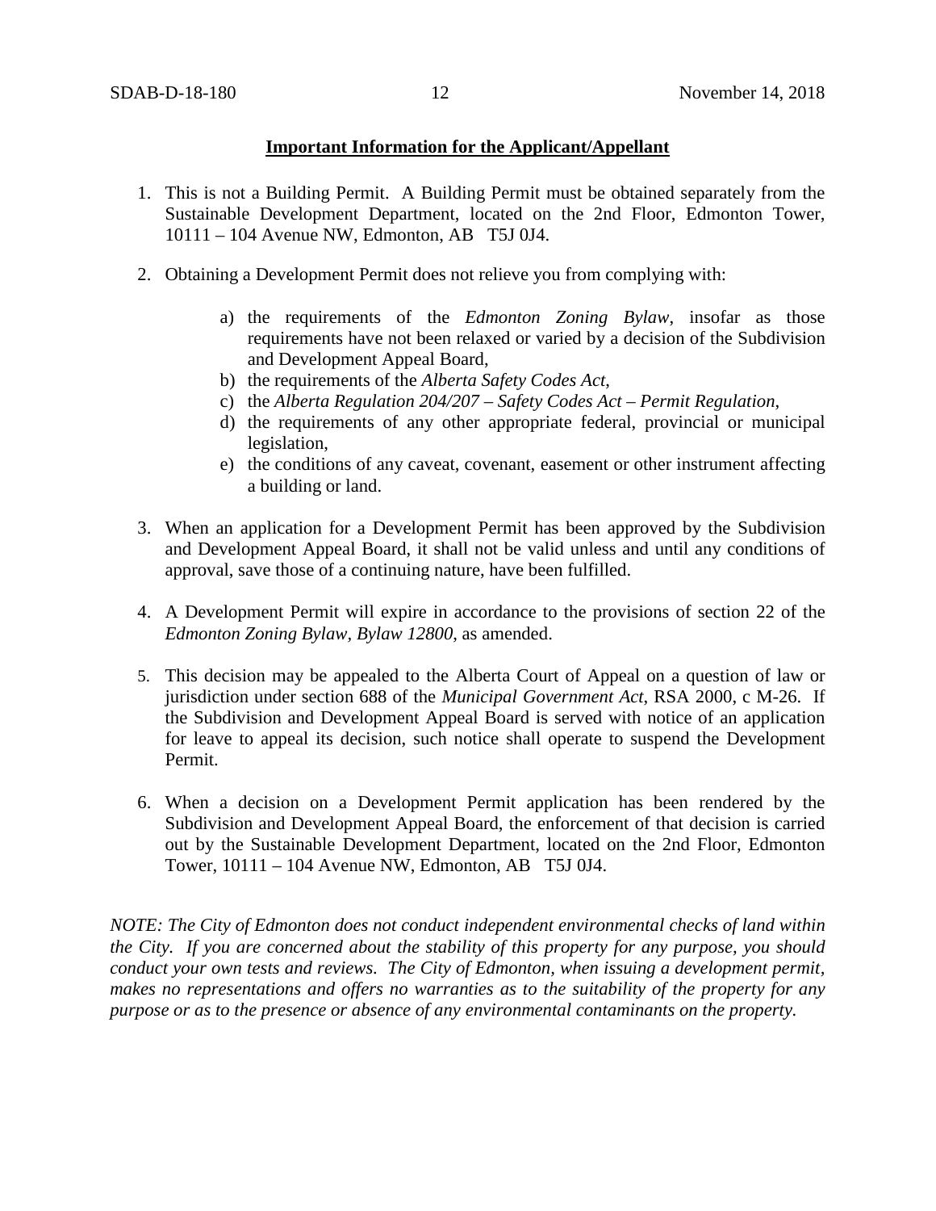**Important Information for the Applicant/Appellant**

1. This is not a Building Permit. A Building Permit must be obtained separately from the Sustainable Development Department, located on the 2nd Floor, Edmonton Tower, 10111 – 104 Avenue NW, Edmonton, AB T5J 0J4.

2. Obtaining a Development Permit does not relieve you from complying with:

   a) the requirements of the *Edmonton Zoning Bylaw*, insofar as those requirements have not been relaxed or varied by a decision of the Subdivision and Development Appeal Board,
   b) the requirements of the *Alberta Safety Codes Act*,
   c) the *Alberta Regulation 204/207 – Safety Codes Act – Permit Regulation*,
   d) the requirements of any other appropriate federal, provincial or municipal legislation,
   e) the conditions of any caveat, covenant, easement or other instrument affecting a building or land.

3. When an application for a Development Permit has been approved by the Subdivision and Development Appeal Board, it shall not be valid unless and until any conditions of approval, save those of a continuing nature, have been fulfilled.

4. A Development Permit will expire in accordance to the provisions of section 22 of the *Edmonton Zoning Bylaw, Bylaw 12800*, as amended.

5. This decision may be appealed to the Alberta Court of Appeal on a question of law or jurisdiction under section 688 of the *Municipal Government Act*, RSA 2000, c M-26. If the Subdivision and Development Appeal Board is served with notice of an application for leave to appeal its decision, such notice shall operate to suspend the Development Permit.

6. When a decision on a Development Permit application has been rendered by the Subdivision and Development Appeal Board, the enforcement of that decision is carried out by the Sustainable Development Department, located on the 2nd Floor, Edmonton Tower, 10111 – 104 Avenue NW, Edmonton, AB T5J 0J4.

*NOTE: The City of Edmonton does not conduct independent environmental checks of land within the City. If you are concerned about the stability of this property for any purpose, you should conduct your own tests and reviews. The City of Edmonton, when issuing a development permit, makes no representations and offers no warranties as to the suitability of the property for any purpose or as to the presence or absence of any environmental contaminants on the property.*